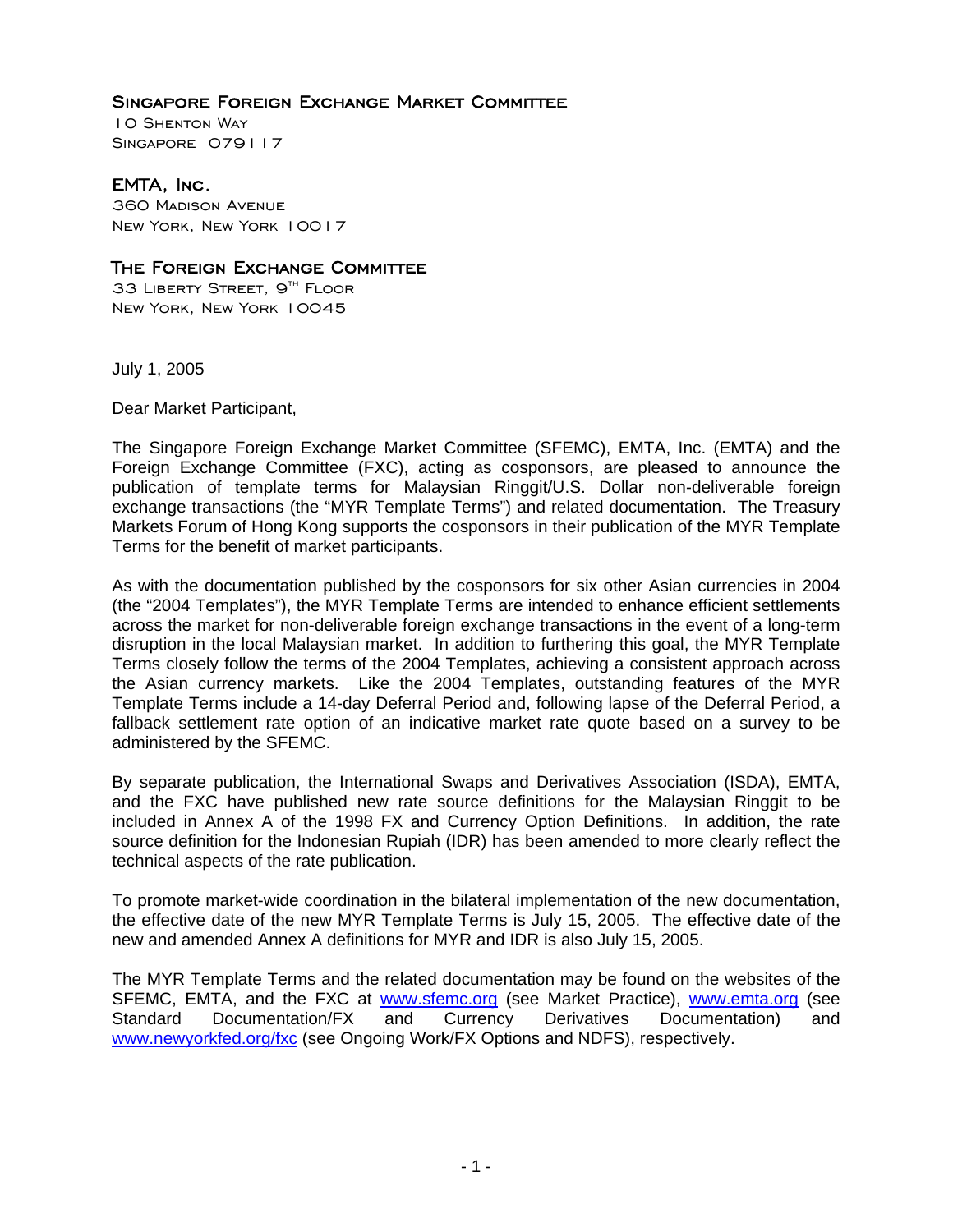**Singapore Foreign Exchange Market Committee**
10 Shenton Way
Singapore 079117

**EMTA, Inc.**
360 Madison Avenue
New York, New York 10017

**The Foreign Exchange Committee**
33 Liberty Street, 9th Floor
New York, New York 10045

July 1, 2005

Dear Market Participant,

The Singapore Foreign Exchange Market Committee (SFEMC), EMTA, Inc. (EMTA) and the Foreign Exchange Committee (FXC), acting as cosponsors, are pleased to announce the publication of template terms for Malaysian Ringgit/U.S. Dollar non-deliverable foreign exchange transactions (the "MYR Template Terms") and related documentation. The Treasury Markets Forum of Hong Kong supports the cosponsors in their publication of the MYR Template Terms for the benefit of market participants.

As with the documentation published by the cosponsors for six other Asian currencies in 2004 (the "2004 Templates"), the MYR Template Terms are intended to enhance efficient settlements across the market for non-deliverable foreign exchange transactions in the event of a long-term disruption in the local Malaysian market. In addition to furthering this goal, the MYR Template Terms closely follow the terms of the 2004 Templates, achieving a consistent approach across the Asian currency markets. Like the 2004 Templates, outstanding features of the MYR Template Terms include a 14-day Deferral Period and, following lapse of the Deferral Period, a fallback settlement rate option of an indicative market rate quote based on a survey to be administered by the SFEMC.

By separate publication, the International Swaps and Derivatives Association (ISDA), EMTA, and the FXC have published new rate source definitions for the Malaysian Ringgit to be included in Annex A of the 1998 FX and Currency Option Definitions. In addition, the rate source definition for the Indonesian Rupiah (IDR) has been amended to more clearly reflect the technical aspects of the rate publication.

To promote market-wide coordination in the bilateral implementation of the new documentation, the effective date of the new MYR Template Terms is July 15, 2005. The effective date of the new and amended Annex A definitions for MYR and IDR is also July 15, 2005.

The MYR Template Terms and the related documentation may be found on the websites of the SFEMC, EMTA, and the FXC at www.sfemc.org (see Market Practice), www.emta.org (see Standard Documentation/FX and Currency Derivatives Documentation) and www.newyorkfed.org/fxc (see Ongoing Work/FX Options and NDFS), respectively.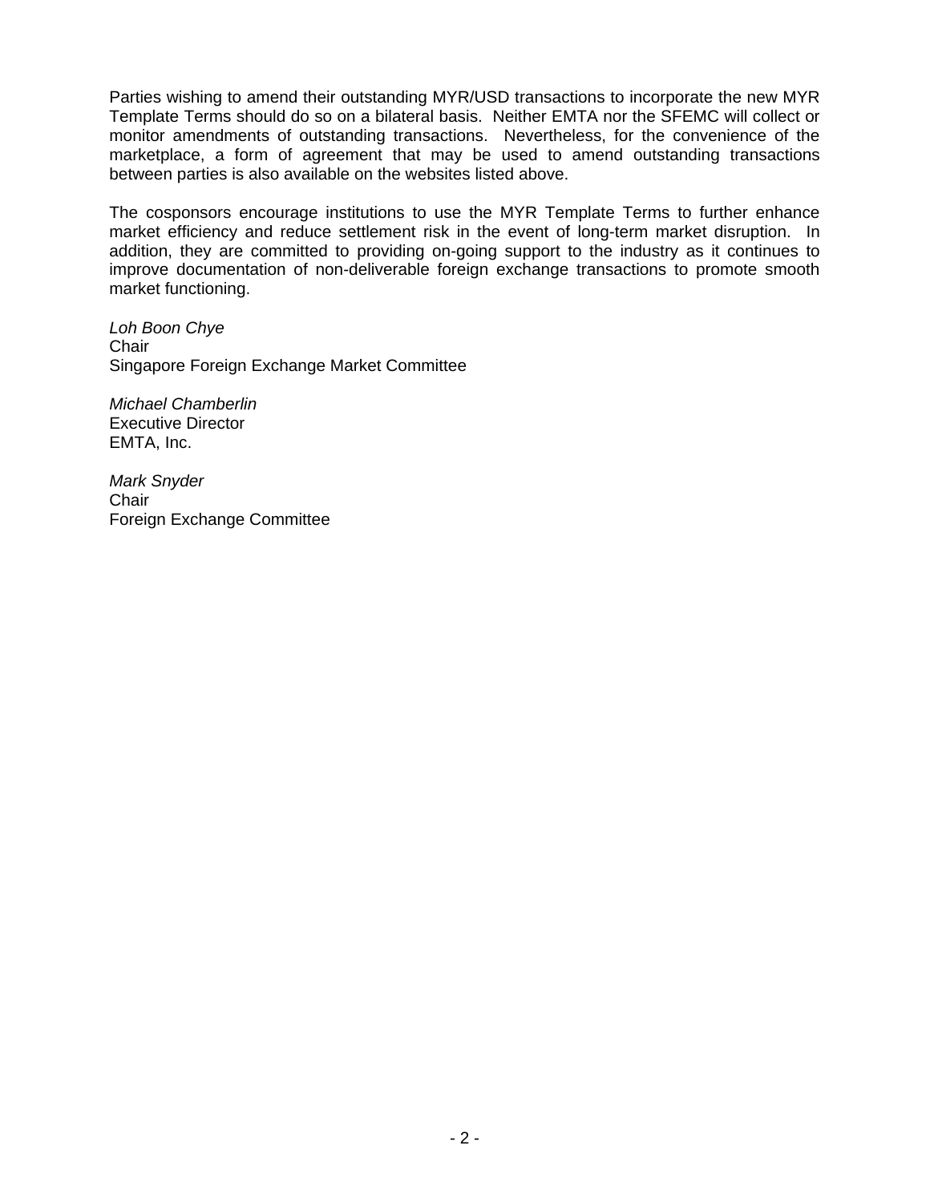Parties wishing to amend their outstanding MYR/USD transactions to incorporate the new MYR Template Terms should do so on a bilateral basis. Neither EMTA nor the SFEMC will collect or monitor amendments of outstanding transactions. Nevertheless, for the convenience of the marketplace, a form of agreement that may be used to amend outstanding transactions between parties is also available on the websites listed above.

The cosponsors encourage institutions to use the MYR Template Terms to further enhance market efficiency and reduce settlement risk in the event of long-term market disruption. In addition, they are committed to providing on-going support to the industry as it continues to improve documentation of non-deliverable foreign exchange transactions to promote smooth market functioning.

*Loh Boon Chye*
Chair
Singapore Foreign Exchange Market Committee

*Michael Chamberlin*
Executive Director
EMTA, Inc.

*Mark Snyder*
Chair
Foreign Exchange Committee